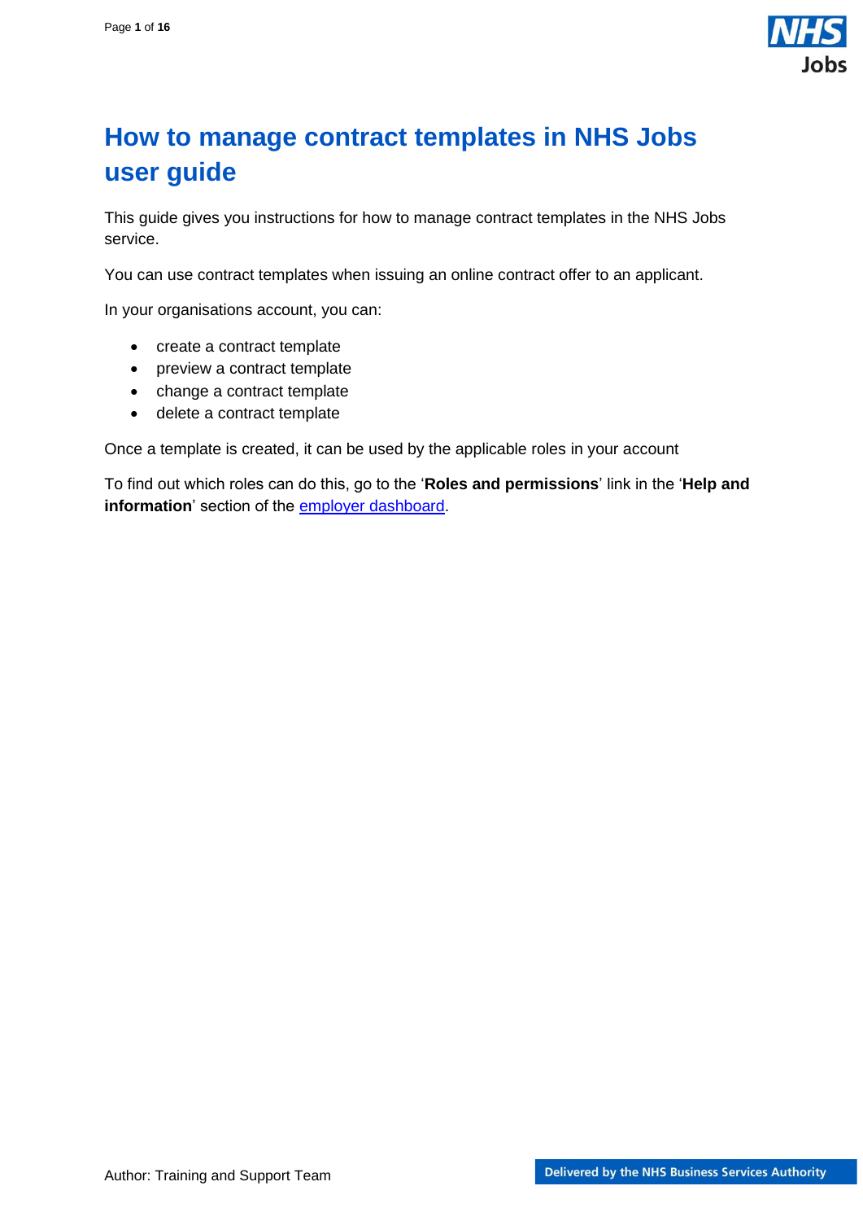# How to manage contract templates in NHS Jobs user guide

This guide gives you instructions for how to manage contract templates in the NHS Jobs service.

You can use contract templates when issuing an online contract offer to an applicant.

In your organisations account, you can:

- create a contract template
- preview a contract template
- change a contract template
- delete a contract template

Once a template is created, it can be used by the applicable roles in your account

To find out which roles can do this, go to the '**Roles and permissions**' link in the '**Help and information**' section of the employer dashboard.

Author: Training and Support Team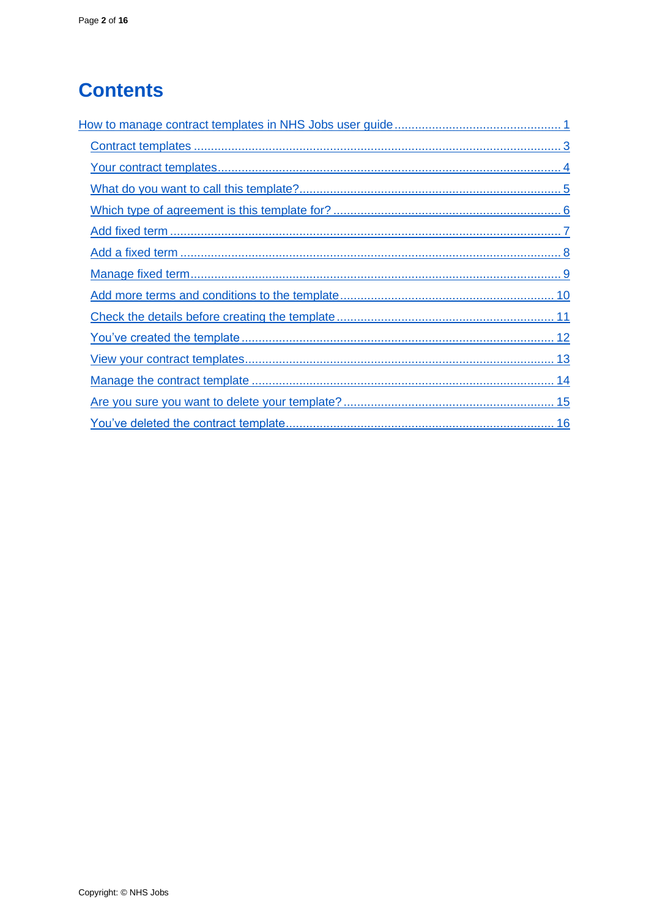# Contents

- How to manage contract templates in NHS Jobs user guide ... 1
  - Contract templates ... 3
  - Your contract templates ... 4
  - What do you want to call this template? ... 5
  - Which type of agreement is this template for? ... 6
  - Add fixed term ... 7
  - Add a fixed term ... 8
  - Manage fixed term ... 9
  - Add more terms and conditions to the template ... 10
  - Check the details before creating the template ... 11
  - You've created the template ... 12
  - View your contract templates ... 13
  - Manage the contract template ... 14
  - Are you sure you want to delete your template? ... 15
  - You've deleted the contract template ... 16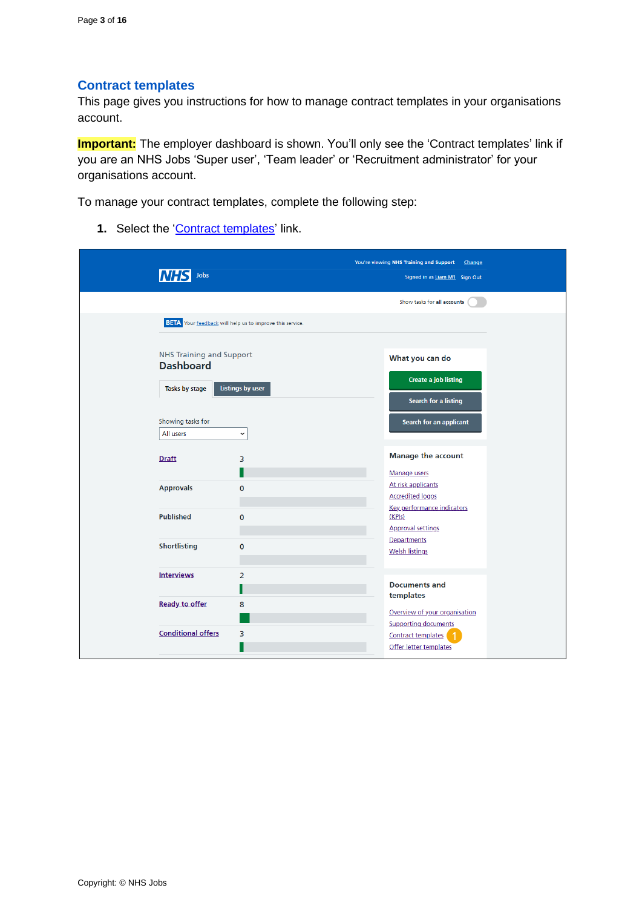## Contract templates

This page gives you instructions for how to manage contract templates in your organisations account.

**Important:** The employer dashboard is shown. You'll only see the 'Contract templates' link if you are an NHS Jobs 'Super user', 'Team leader' or 'Recruitment administrator' for your organisations account.

To manage your contract templates, complete the following step:

1. Select the 'Contract templates' link.

You're viewing NHS Training and Support Change

NHS Jobs

Signed in as Liam M1 Sign Out

Show tasks for all accounts

BETA Your feedback will help us to improve this service.

NHS Training and Support

**Dashboard**

Tasks by stage | Listings by user

Showing tasks for

All users

| Stage | Count |
|---|---|
| Draft | 3 |
| Approvals | 0 |
| Published | 0 |
| Shortlisting | 0 |
| Interviews | 2 |
| Ready to offer | 8 |
| Conditional offers | 3 |

**What you can do**

- Create a job listing
- Search for a listing
- Search for an applicant

**Manage the account**

- Manage users
- At risk applicants
- Accredited logos
- Key performance indicators (KPIs)
- Approval settings
- Departments
- Welsh listings

**Documents and templates**

- Overview of your organisation
- Supporting documents
- Contract templates (1)
- Offer letter templates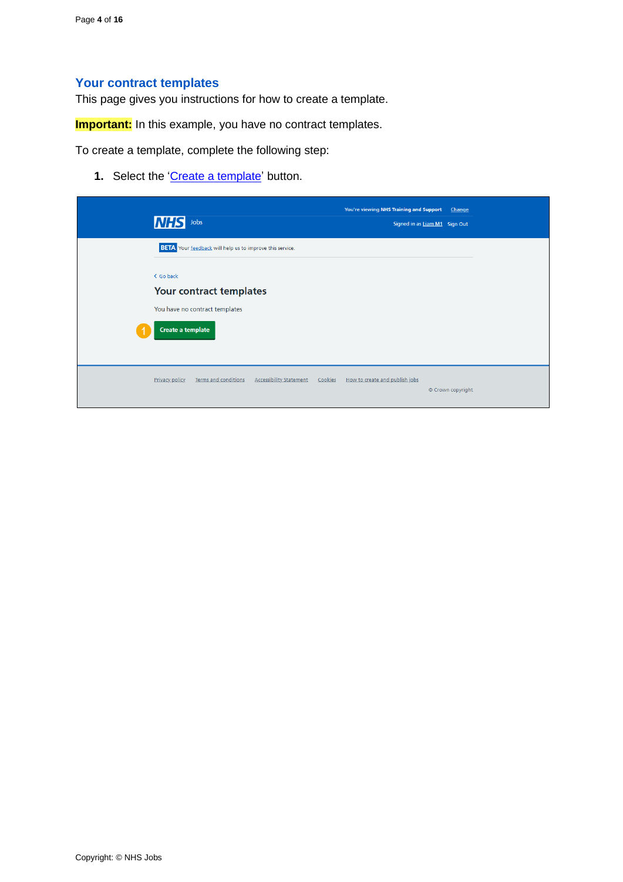## Your contract templates

This page gives you instructions for how to create a template.

**Important:** In this example, you have no contract templates.

To create a template, complete the following step:

1. Select the 'Create a template' button.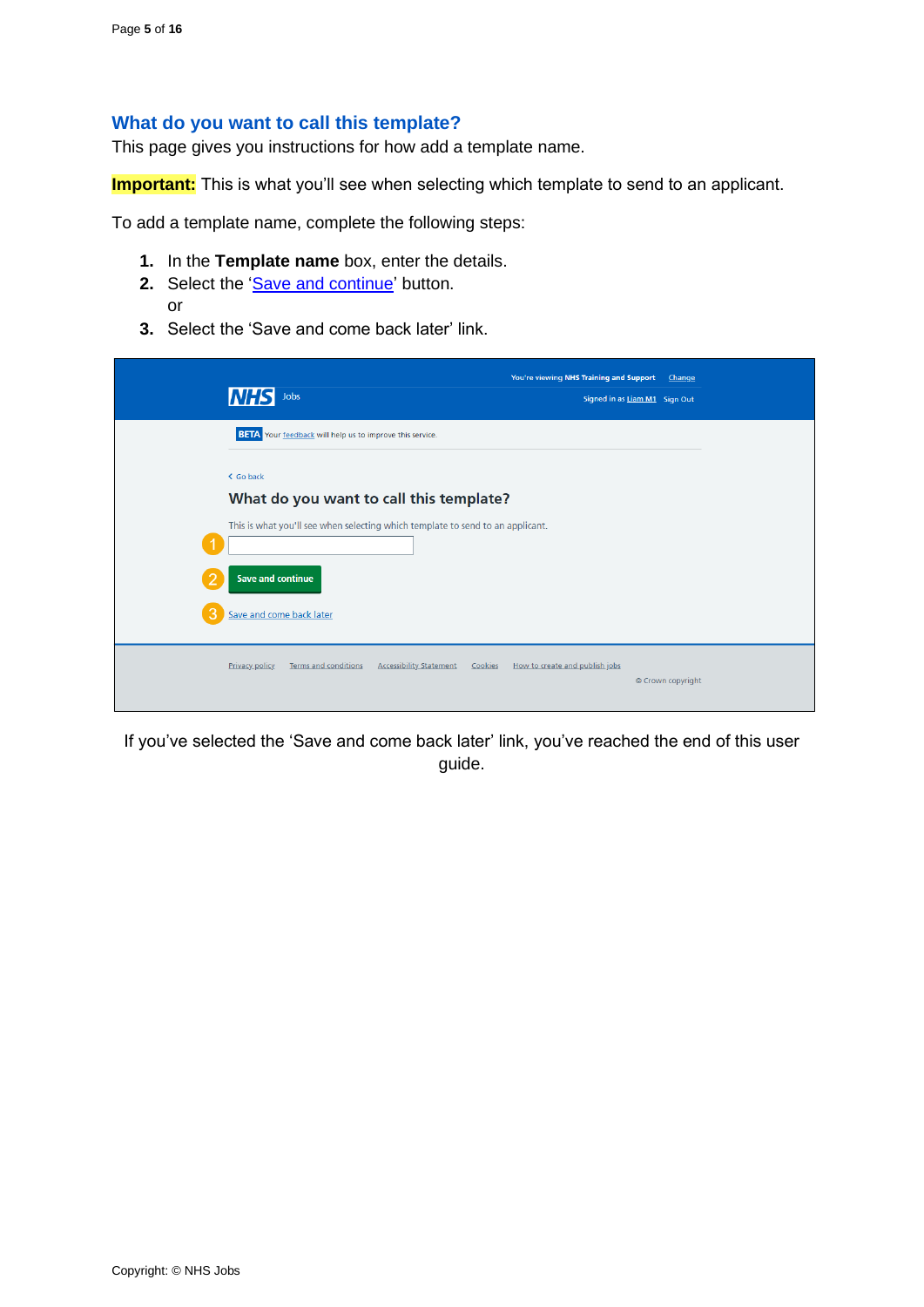## What do you want to call this template?

This page gives you instructions for how add a template name.

**Important:** This is what you'll see when selecting which template to send to an applicant.

To add a template name, complete the following steps:

1. In the **Template name** box, enter the details.
2. Select the '[Save and continue](#)' button.
   or
3. Select the 'Save and come back later' link.

If you've selected the 'Save and come back later' link, you've reached the end of this user guide.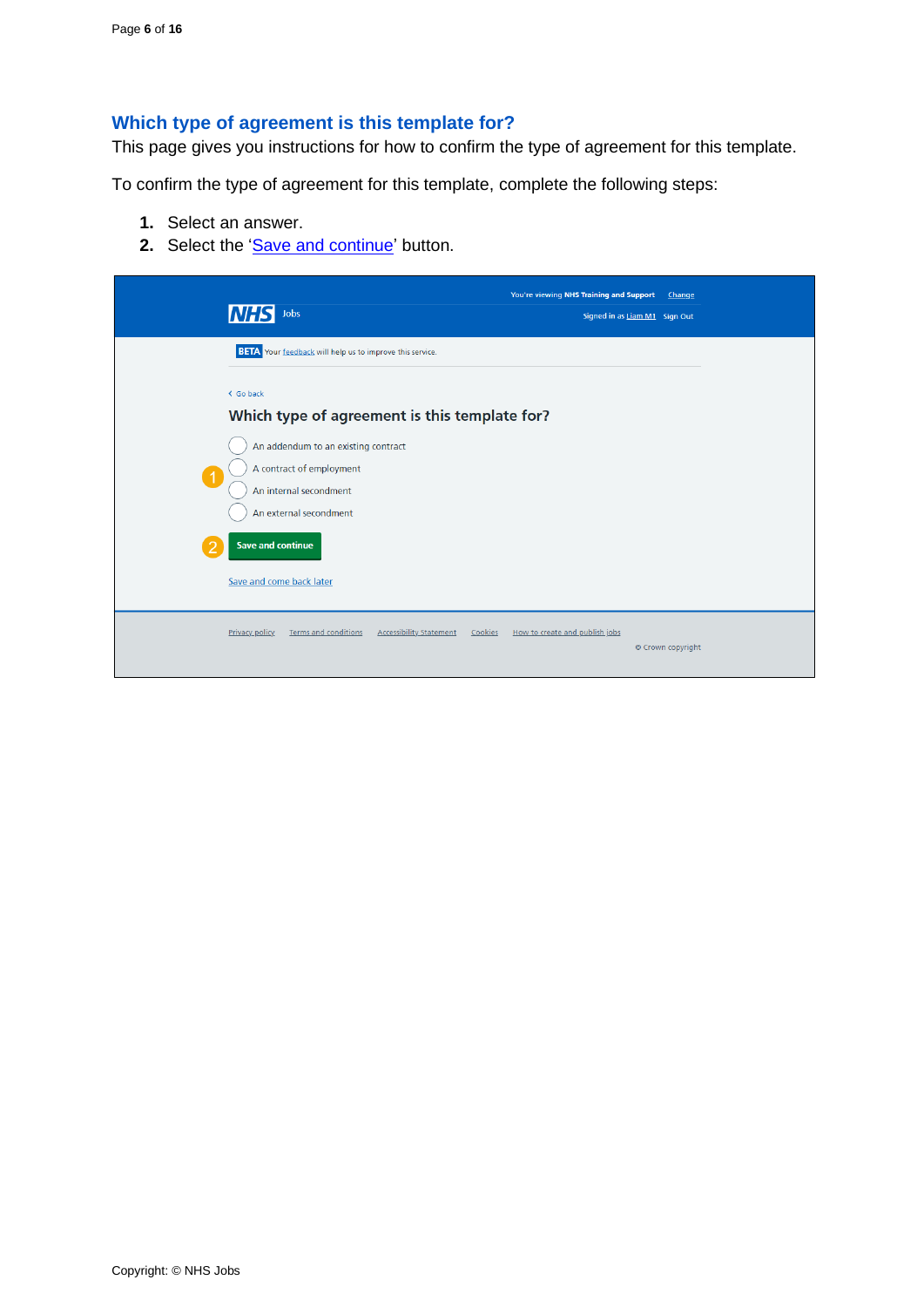## Which type of agreement is this template for?

This page gives you instructions for how to confirm the type of agreement for this template.

To confirm the type of agreement for this template, complete the following steps:

1. Select an answer.
2. Select the 'Save and continue' button.

You're viewing NHS Training and Support Change

NHS Jobs

Signed in as Liam M1 Sign Out

BETA Your feedback will help us to improve this service.

Go back

### Which type of agreement is this template for?

- An addendum to an existing contract
- A contract of employment
- An internal secondment
- An external secondment

Save and continue

Save and come back later

Privacy policy Terms and conditions Accessibility statement Cookies How to create and publish jobs

© Crown copyright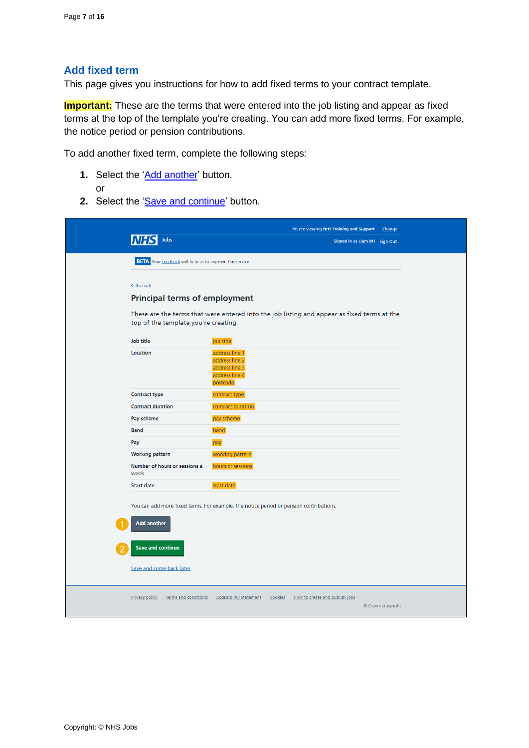## Add fixed term

This page gives you instructions for how to add fixed terms to your contract template.

**Important:** These are the terms that were entered into the job listing and appear as fixed terms at the top of the template you're creating. You can add more fixed terms. For example, the notice period or pension contributions.

To add another fixed term, complete the following steps:

1. Select the 'Add another' button.
   or
2. Select the 'Save and continue' button.

You're viewing NHS Training and Support Change

NHS Jobs

Signed in as Liam M1 Sign Out

BETA Your feedback will help us to improve this service.

Go back

### Principal terms of employment

These are the terms that were entered into the job listing and appear as fixed terms at the top of the template you're creating.

| | |
|---|---|
| Job title | job title |
| Location | address line 1<br>address line 2<br>address line 3<br>address line 4<br>postcode |
| Contract type | contract type |
| Contract duration | contract duration |
| Pay scheme | pay scheme |
| Band | band |
| Pay | pay |
| Working pattern | working pattern |
| Number of hours or sessions a week | hours or sessions |
| Start date | start date |

You can add more fixed terms. For example, the notice period or pension contributions.

1 Add another

2 Save and continue

Save and come back later

Privacy policy Terms and conditions Accessibility Statement Cookies How to create and publish jobs

© Crown copyright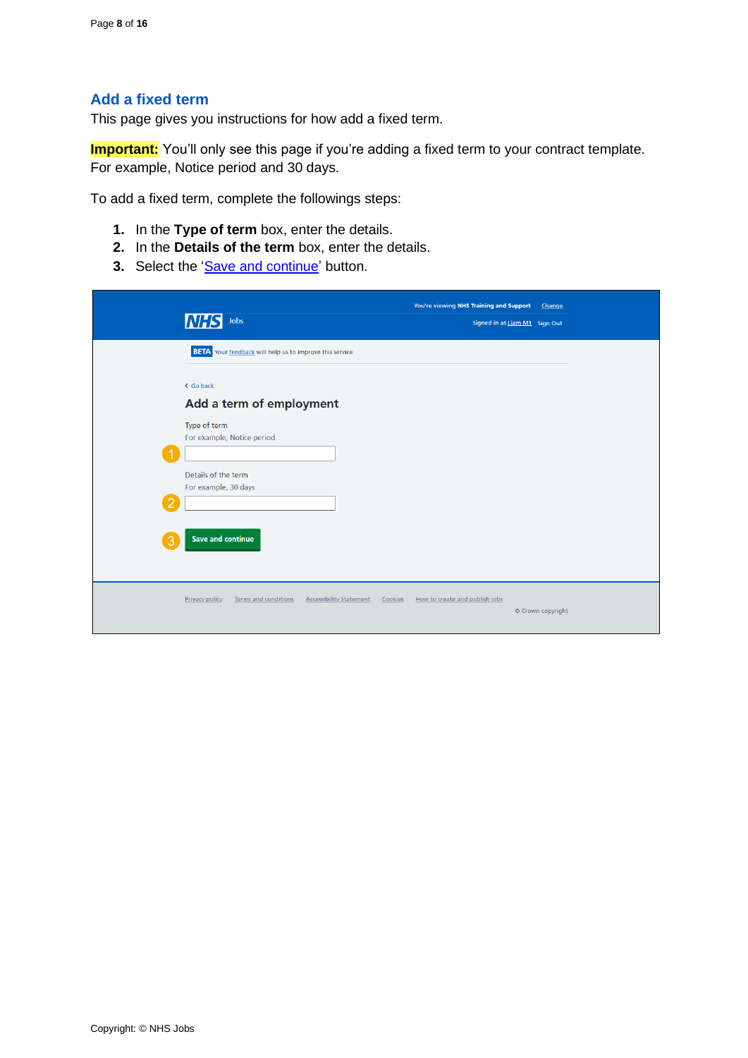## Add a fixed term

This page gives you instructions for how add a fixed term.

**Important:** You'll only see this page if you're adding a fixed term to your contract template. For example, Notice period and 30 days.

To add a fixed term, complete the followings steps:

1. In the **Type of term** box, enter the details.
2. In the **Details of the term** box, enter the details.
3. Select the 'Save and continue' button.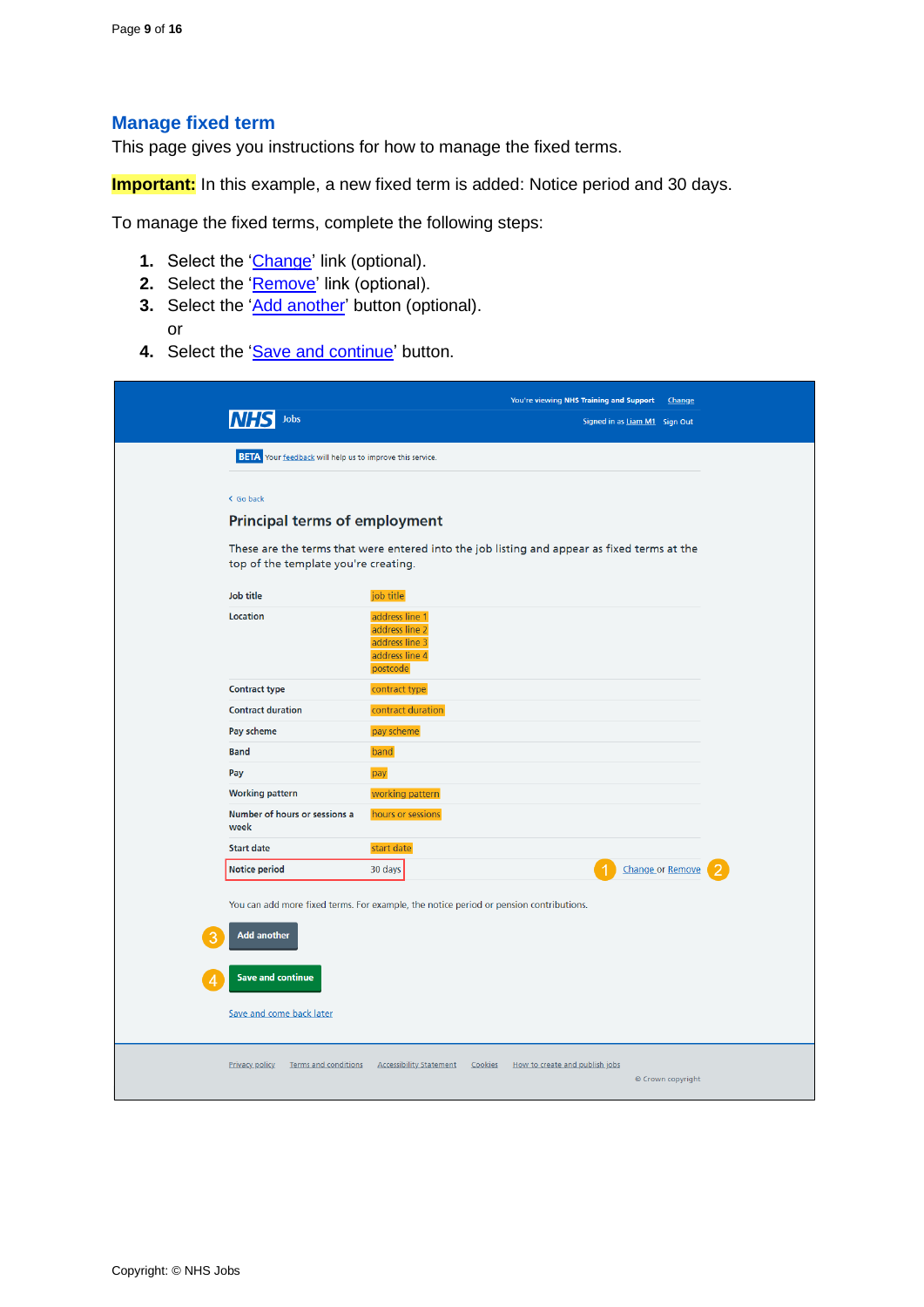## Manage fixed term

This page gives you instructions for how to manage the fixed terms.

**Important:** In this example, a new fixed term is added: Notice period and 30 days.

To manage the fixed terms, complete the following steps:

1. Select the 'Change' link (optional).
2. Select the 'Remove' link (optional).
3. Select the 'Add another' button (optional).
   or
4. Select the 'Save and continue' button.

You're viewing NHS Training and Support Change

NHS Jobs

Signed in as Liam M1 Sign Out

BETA Your feedback will help us to improve this service.

Go back

### Principal terms of employment

These are the terms that were entered into the job listing and appear as fixed terms at the top of the template you're creating.

| | | |
|---|---|---|
| Job title | job title | |
| Location | address line 1<br>address line 2<br>address line 3<br>address line 4<br>postcode | |
| Contract type | contract type | |
| Contract duration | contract duration | |
| Pay scheme | pay scheme | |
| Band | band | |
| Pay | pay | |
| Working pattern | working pattern | |
| Number of hours or sessions a week | hours or sessions | |
| Start date | start date | |
| Notice period | 30 days | 1 Change or Remove 2 |

You can add more fixed terms. For example, the notice period or pension contributions.

3 Add another

4 Save and continue

Save and come back later

Privacy policy Terms and conditions Accessibility Statement Cookies How to create and publish jobs

© Crown copyright

Copyright: © NHS Jobs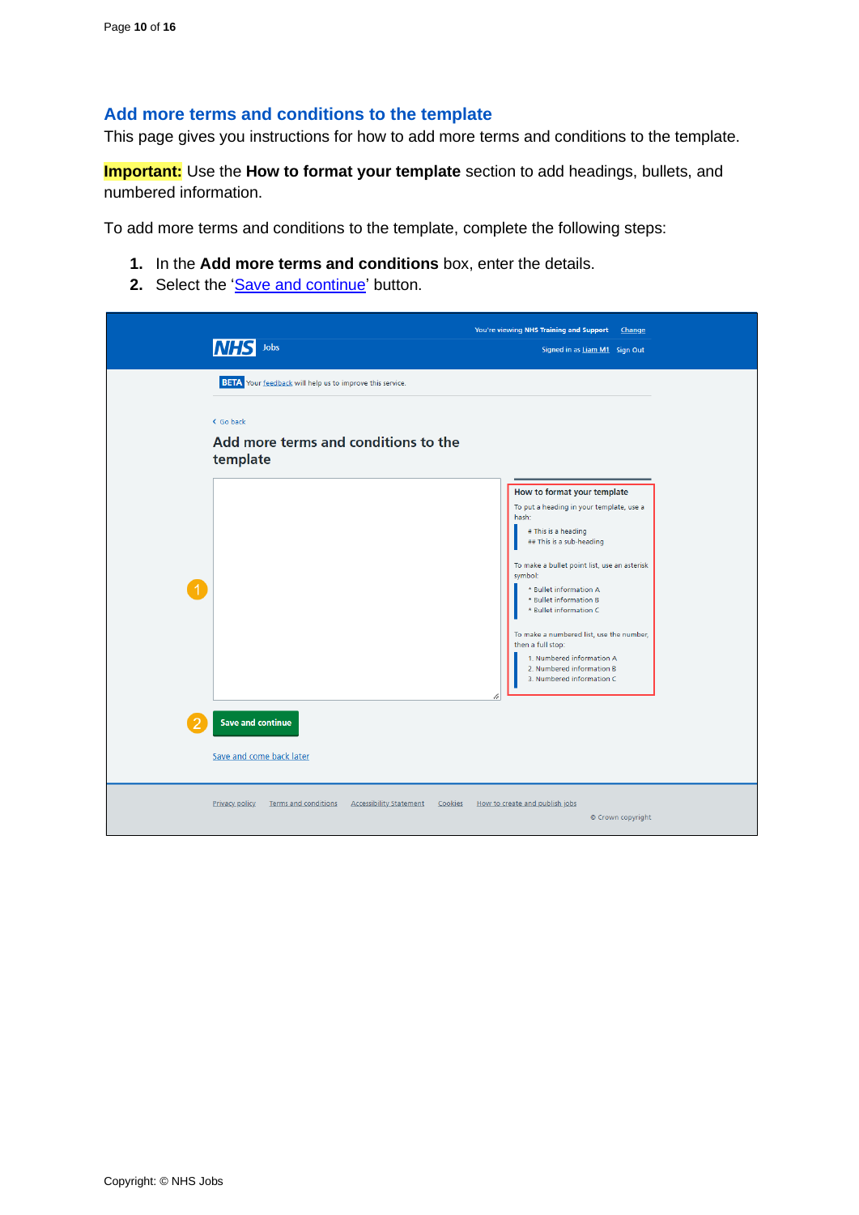## Add more terms and conditions to the template

This page gives you instructions for how to add more terms and conditions to the template.

**Important:** Use the **How to format your template** section to add headings, bullets, and numbered information.

To add more terms and conditions to the template, complete the following steps:

1. In the **Add more terms and conditions** box, enter the details.
2. Select the '[Save and continue]()' button.

You're viewing NHS Training and Support Change

NHS Jobs

Signed in as Liam M1 Sign Out

BETA Your feedback will help us to improve this service.

Go back

Add more terms and conditions to the template

How to format your template

To put a heading in your template, use a hash:

# This is a heading
## This is a sub-heading

To make a bullet point list, use an asterisk symbol:

* Bullet information A
* Bullet information B
* Bullet information C

To make a numbered list, use the number, then a full stop:

1. Numbered information A
2. Numbered information B
3. Numbered information C

Save and continue

Save and come back later

Privacy policy Terms and conditions Accessibility Statement Cookies How to create and publish jobs

© Crown copyright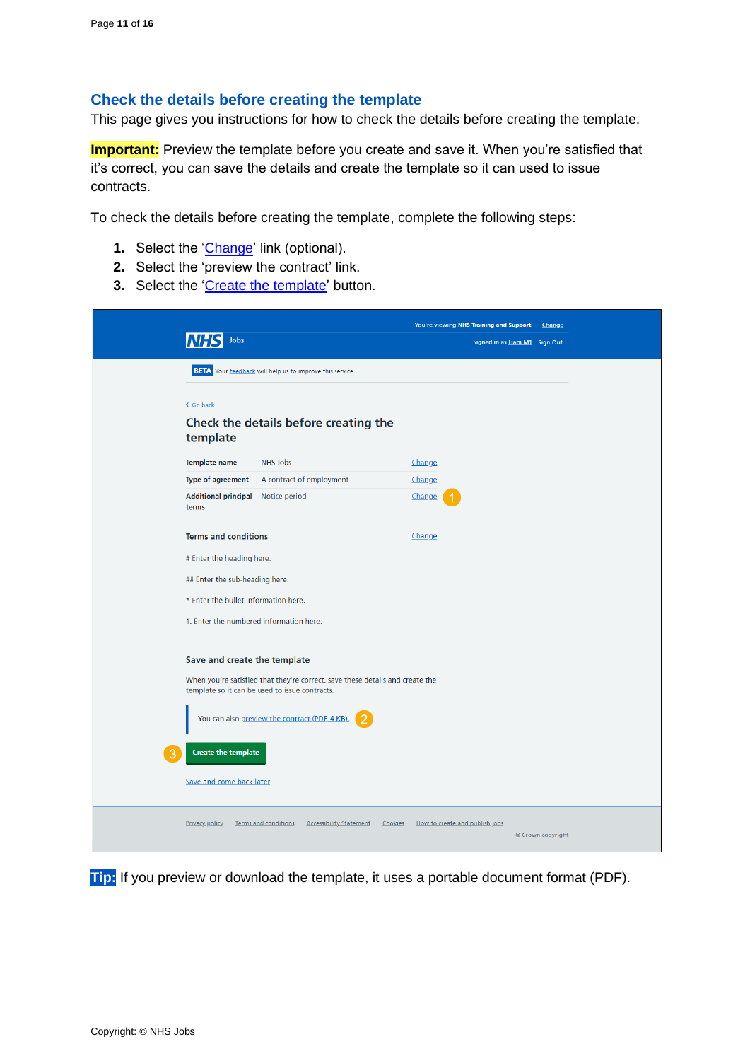## Check the details before creating the template

This page gives you instructions for how to check the details before creating the template.

**Important:** Preview the template before you create and save it. When you're satisfied that it's correct, you can save the details and create the template so it can used to issue contracts.

To check the details before creating the template, complete the following steps:

1. Select the 'Change' link (optional).
2. Select the 'preview the contract' link.
3. Select the 'Create the template' button.

**Tip:** If you preview or download the template, it uses a portable document format (PDF).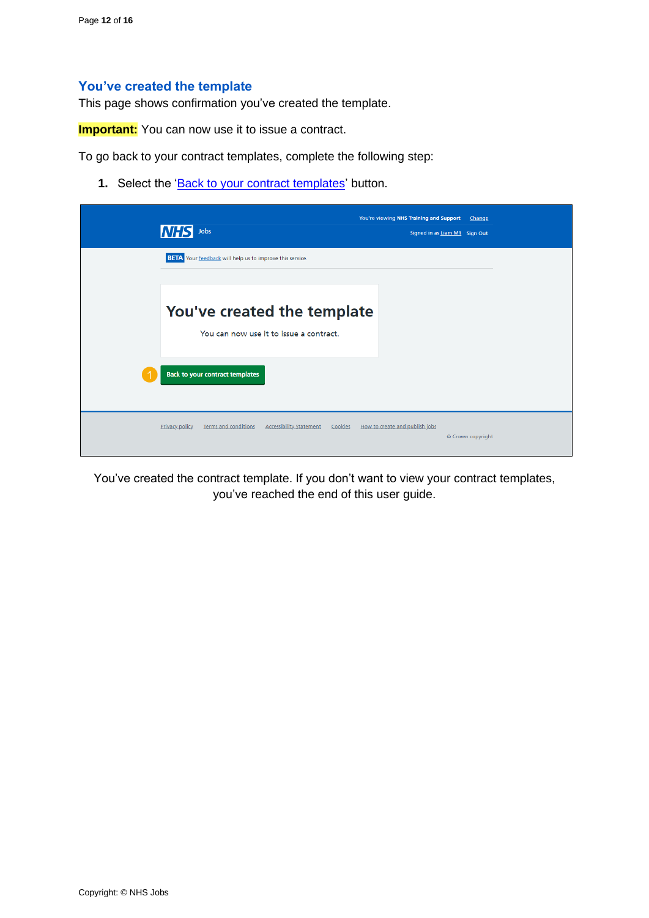## You've created the template

This page shows confirmation you've created the template.

**Important:** You can now use it to issue a contract.

To go back to your contract templates, complete the following step:

1. Select the 'Back to your contract templates' button.

You've created the contract template. If you don't want to view your contract templates, you've reached the end of this user guide.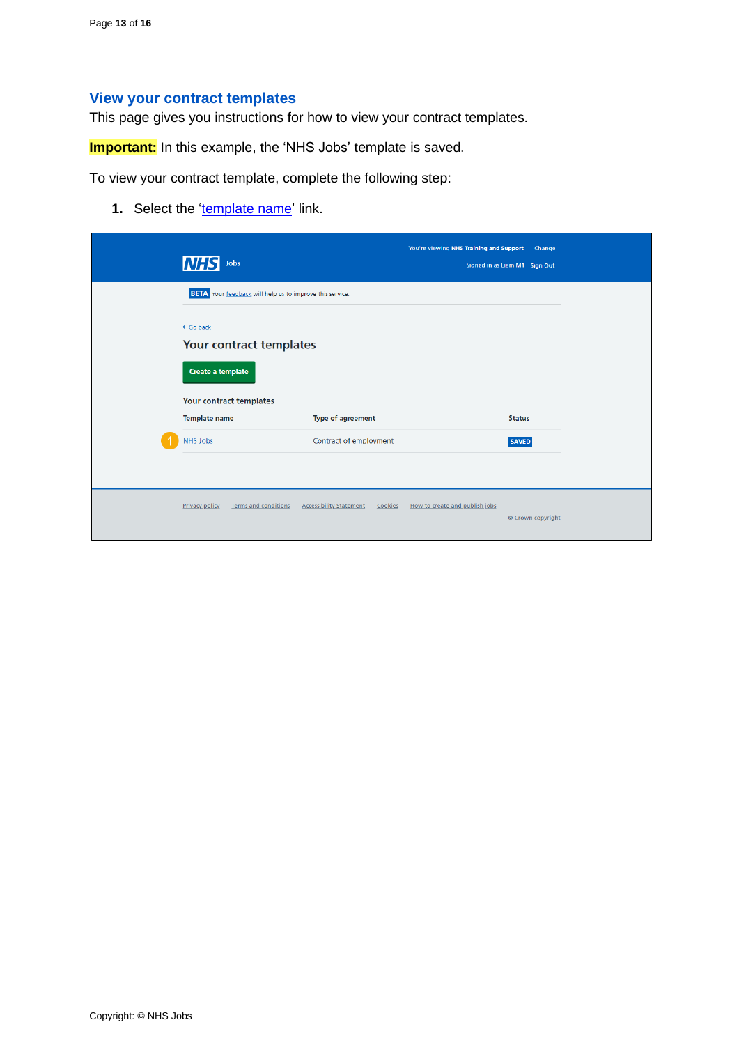## View your contract templates

This page gives you instructions for how to view your contract templates.

**Important:** In this example, the ‘NHS Jobs’ template is saved.

To view your contract template, complete the following step:

1. Select the ‘template name’ link.

You're viewing NHS Training and Support Change

NHS Jobs

Signed in as Liam M1 Sign Out

BETA Your feedback will help us to improve this service.

Go back

Your contract templates

Create a template

Your contract templates

| Template name | Type of agreement | Status |
|---|---|---|
| NHS Jobs | Contract of employment | SAVED |

Privacy policy Terms and conditions Accessibility Statement Cookies How to create and publish jobs

© Crown copyright

Copyright: © NHS Jobs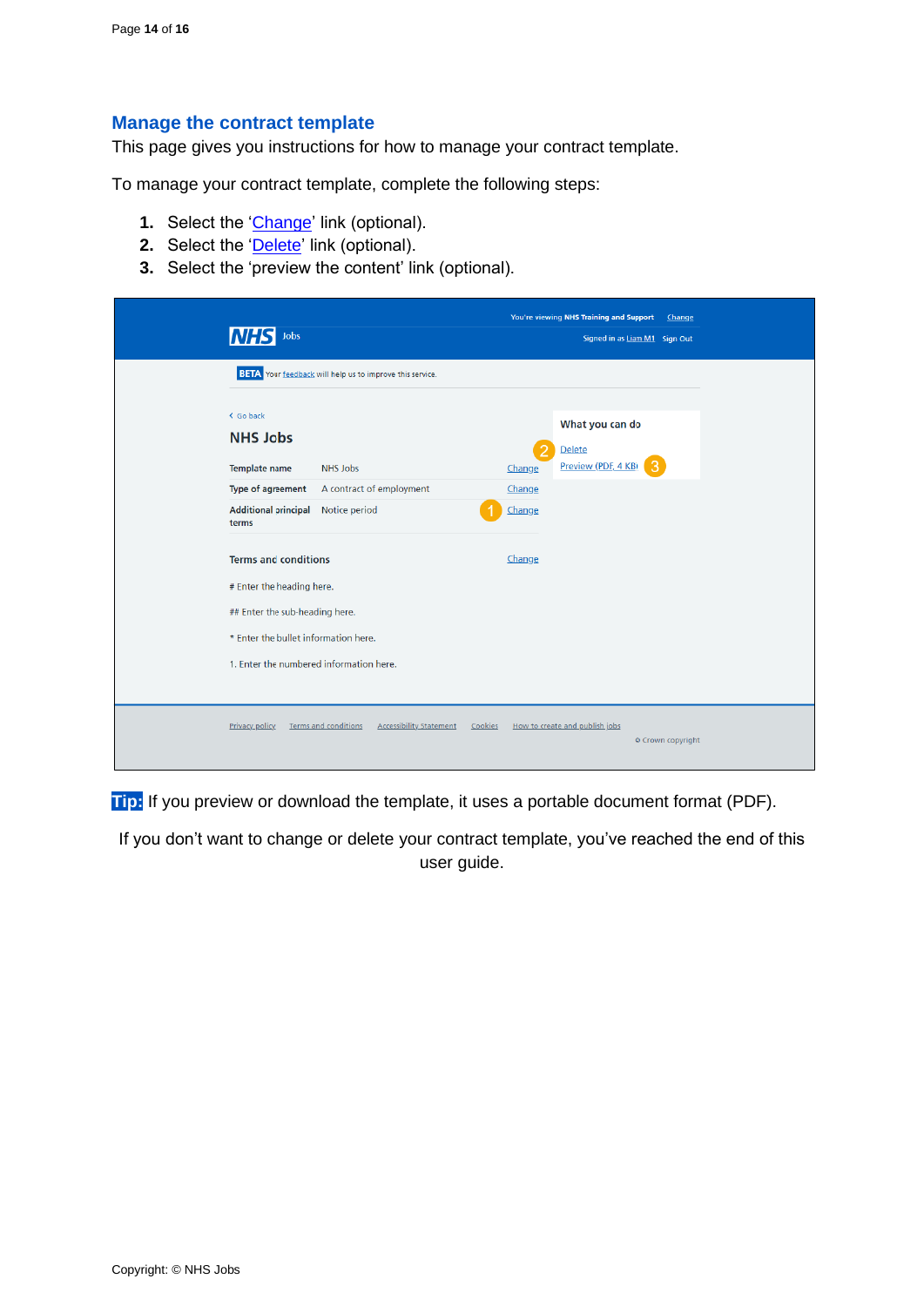## Manage the contract template

This page gives you instructions for how to manage your contract template.

To manage your contract template, complete the following steps:

1. Select the 'Change' link (optional).
2. Select the 'Delete' link (optional).
3. Select the 'preview the content' link (optional).

**Tip:** If you preview or download the template, it uses a portable document format (PDF).

If you don't want to change or delete your contract template, you've reached the end of this user guide.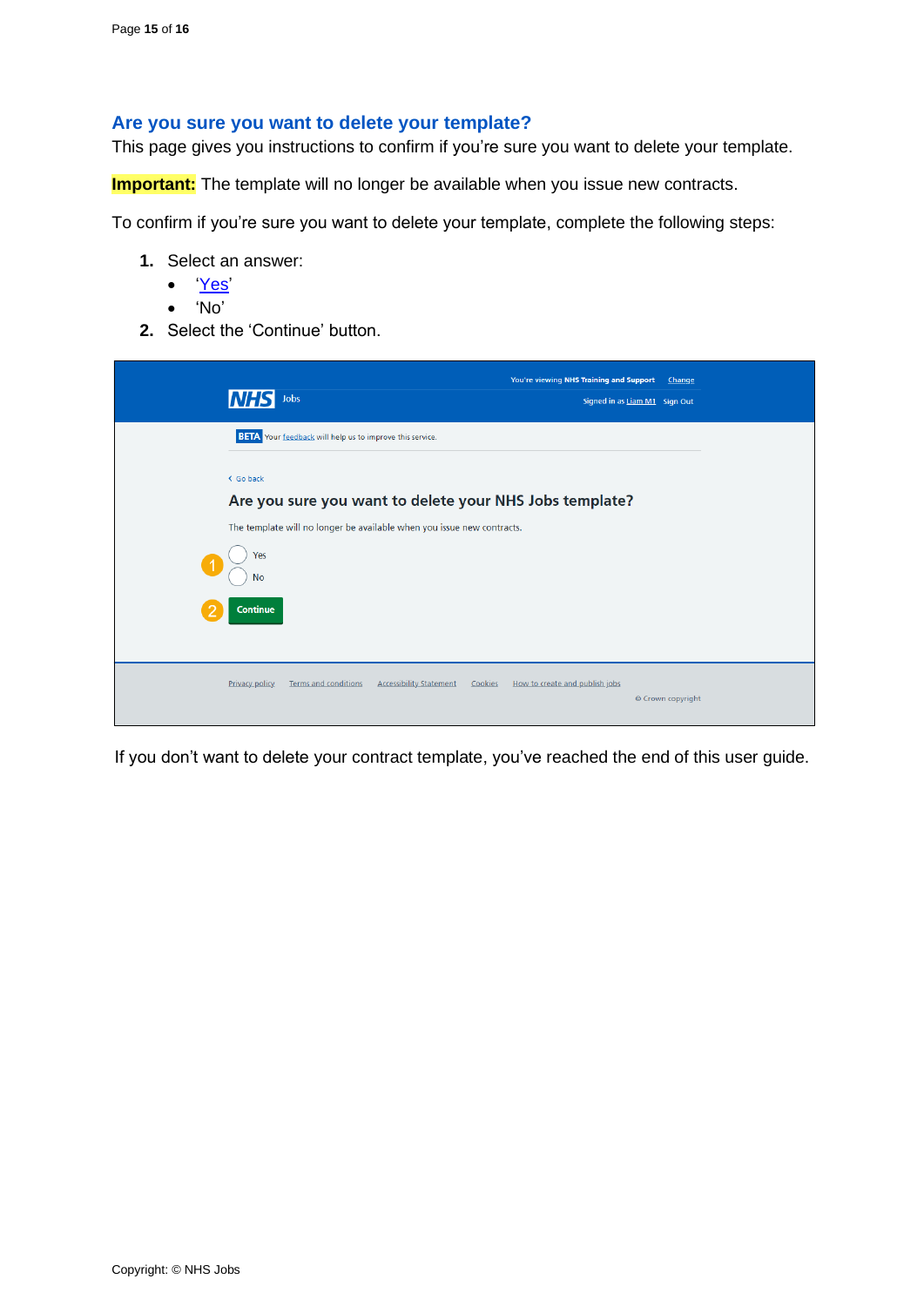## Are you sure you want to delete your template?

This page gives you instructions to confirm if you're sure you want to delete your template.

**Important:** The template will no longer be available when you issue new contracts.

To confirm if you're sure you want to delete your template, complete the following steps:

1. Select an answer:
   - 'Yes'
   - 'No'
2. Select the 'Continue' button.

If you don't want to delete your contract template, you've reached the end of this user guide.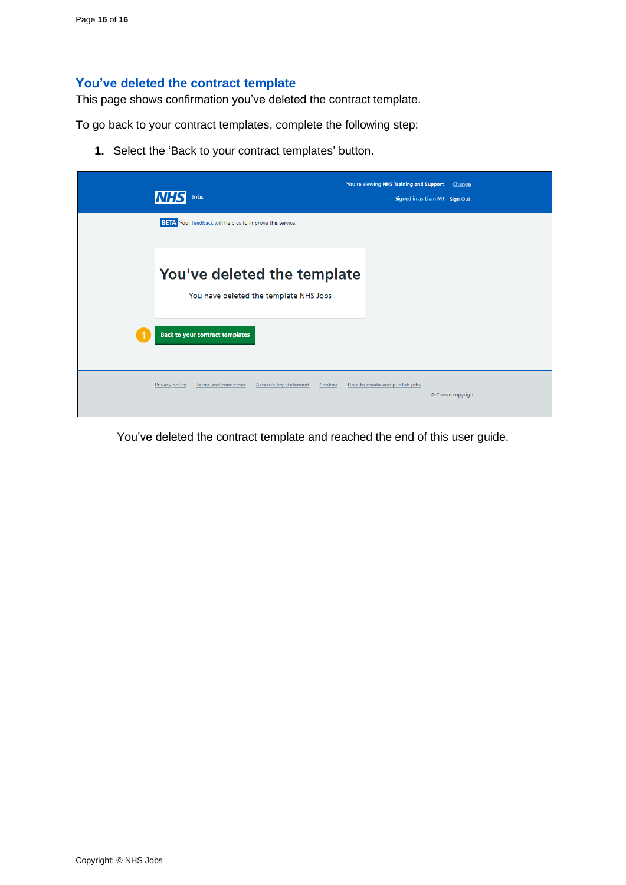## You've deleted the contract template

This page shows confirmation you've deleted the contract template.

To go back to your contract templates, complete the following step:

1. Select the 'Back to your contract templates' button.

You've viewing NHS Training and Support Change

NHS Jobs

Signed in as Liam M1 Sign Out

BETA Your feedback will help us to improve this service.

You've deleted the template

You have deleted the template NHS Jobs

1 Back to your contract templates

Privacy policy Terms and conditions Accessibility Statement Cookies How to create and publish jobs

© Crown copyright

You've deleted the contract template and reached the end of this user guide.

Copyright: © NHS Jobs